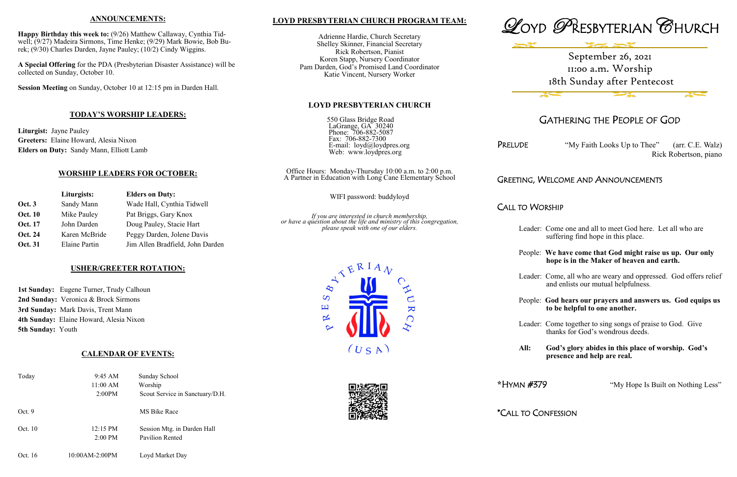## ANNOUNCEMENTS:

**Happy Birthday this week to:** (9/26) Matthew Callaway, Cynthia Tidwell; (9/27) Madeira Sirmons, Time Henke; (9/29) Mark Bowie, Bob Burek; (9/30) Charles Darden, Jayne Pauley; (10/2) Cindy Wiggins.

**A Special Offering** for the PDA (Presbyterian Disaster Assistance) will be collected on Sunday, October 10.

**Session Meeting** on Sunday, October 10 at 12:15 pm in Darden Hall.

## TODAY'S WORSHIP LEADERS:

**Liturgist:** Jayne Pauley
**Greeters:** Elaine Howard, Alesia Nixon
**Elders on Duty:** Sandy Mann, Elliott Lamb

## WORSHIP LEADERS FOR OCTOBER:

| | Liturgists: | Elders on Duty: |
|---|---|---|
| **Oct. 3** | Sandy Mann | Wade Hall, Cynthia Tidwell |
| **Oct. 10** | Mike Pauley | Pat Briggs, Gary Knox |
| **Oct. 17** | John Darden | Doug Pauley, Stacie Hart |
| **Oct. 24** | Karen McBride | Peggy Darden, Jolene Davis |
| **Oct. 31** | Elaine Partin | Jim Allen Bradfield, John Darden |

## USHER/GREETER ROTATION:

**1st Sunday:** Eugene Turner, Trudy Calhoun
**2nd Sunday:** Veronica & Brock Sirmons
**3rd Sunday:** Mark Davis, Trent Mann
**4th Sunday:** Elaine Howard, Alesia Nixon
**5th Sunday:** Youth

## CALENDAR OF EVENTS:

| | | |
|---|---|---|
| Today | 9:45 AM | Sunday School |
| | 11:00 AM | Worship |
| | 2:00PM | Scout Service in Sanctuary/D.H. |
| Oct. 9 | | MS Bike Race |
| Oct. 10 | 12:15 PM | Session Mtg. in Darden Hall |
| | 2:00 PM | Pavilion Rented |
| Oct. 16 | 10:00AM-2:00PM | Loyd Market Day |

## LOYD PRESBYTERIAN CHURCH PROGRAM TEAM:

Adrienne Hardie, Church Secretary
Shelley Skinner, Financial Secretary
Rick Robertson, Pianist
Koren Stapp, Nursery Coordinator
Pam Darden, God's Promised Land Coordinator
Katie Vincent, Nursery Worker

## LOYD PRESBYTERIAN CHURCH

550 Glass Bridge Road
LaGrange, GA 30240
Phone: 706-882-5087
Fax: 706-882-7300
E-mail: loyd@loydpres.org
Web: www.loydpres.org

Office Hours: Monday-Thursday 10:00 a.m. to 2:00 p.m.
A Partner in Education with Long Cane Elementary School

WIFI password: buddyloyd

*If you are interested in church membership, or have a question about the life and ministry of this congregation, please speak with one of our elders.*

# LOYD PRESBYTERIAN CHURCH

September 26, 2021
11:00 a.m. Worship
18th Sunday after Pentecost

## GATHERING THE PEOPLE OF GOD

PRELUDE "My Faith Looks Up to Thee" (arr. C.E. Walz)
Rick Robertson, piano

GREETING, WELCOME AND ANNOUNCEMENTS

CALL TO WORSHIP

Leader: Come one and all to meet God here. Let all who are suffering find hope in this place.

People: **We have come that God might raise us up. Our only hope is in the Maker of heaven and earth.**

Leader: Come, all who are weary and oppressed. God offers relief and enlists our mutual helpfulness.

People: **God hears our prayers and answers us. God equips us to be helpful to one another.**

Leader: Come together to sing songs of praise to God. Give thanks for God's wondrous deeds.

**All: God's glory abides in this place of worship. God's presence and help are real.**

*HYMN #379 "My Hope Is Built on Nothing Less"

*CALL TO CONFESSION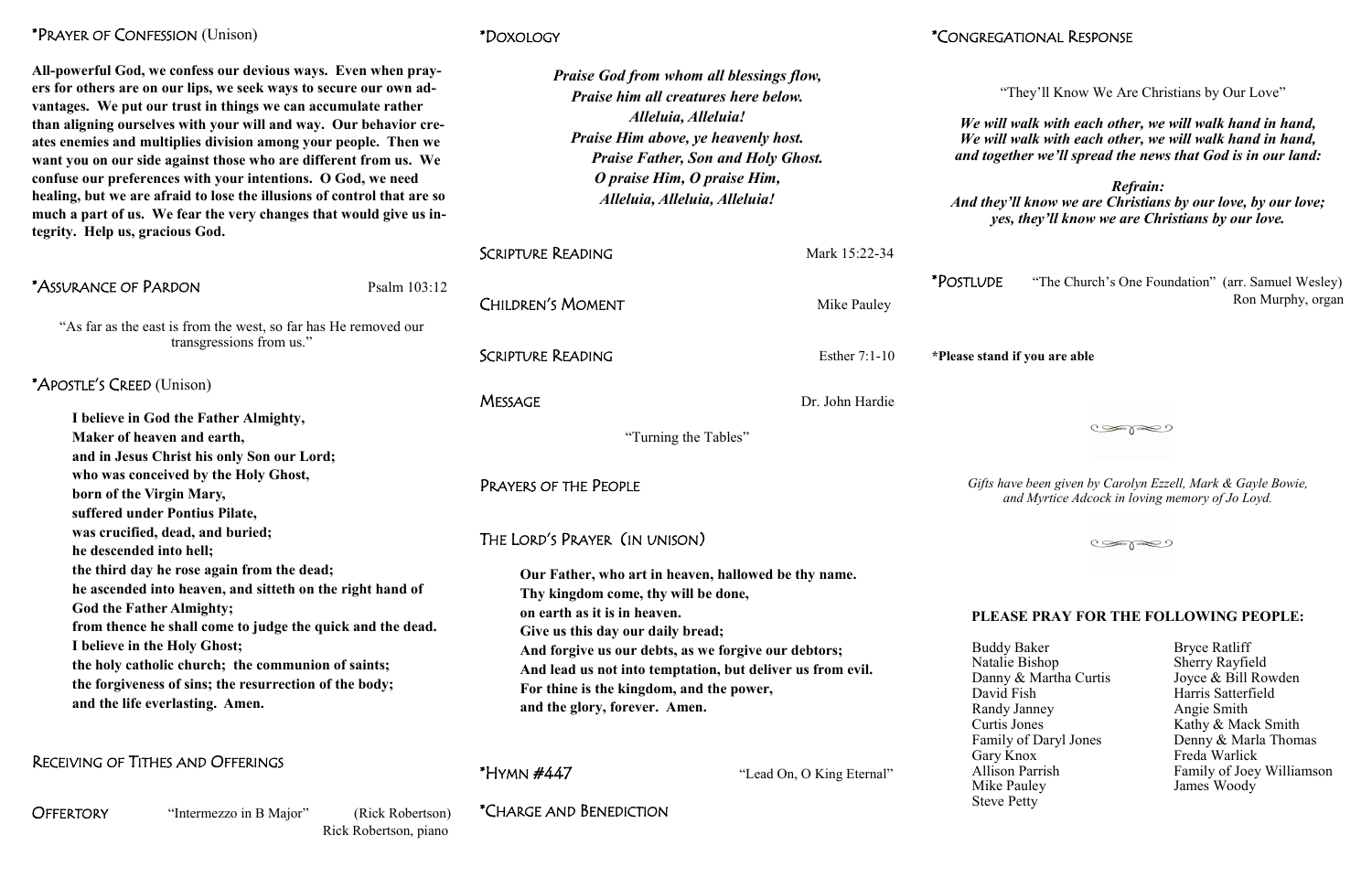## *PRAYER OF CONFESSION (Unison)

**All-powerful God, we confess our devious ways. Even when prayers for others are on our lips, we seek ways to secure our own advantages. We put our trust in things we can accumulate rather than aligning ourselves with your will and way. Our behavior creates enemies and multiplies division among your people. Then we want you on our side against those who are different from us. We confuse our preferences with your intentions. O God, we need healing, but we are afraid to lose the illusions of control that are so much a part of us. We fear the very changes that would give us integrity. Help us, gracious God.**

## *ASSURANCE OF PARDON — Psalm 103:12

"As far as the east is from the west, so far has He removed our transgressions from us."

## *APOSTLE'S CREED (Unison)

**I believe in God the Father Almighty,**
**Maker of heaven and earth,**
**and in Jesus Christ his only Son our Lord;**
**who was conceived by the Holy Ghost,**
**born of the Virgin Mary,**
**suffered under Pontius Pilate,**
**was crucified, dead, and buried;**
**he descended into hell;**
**the third day he rose again from the dead;**
**he ascended into heaven, and sitteth on the right hand of God the Father Almighty;**
**from thence he shall come to judge the quick and the dead.**
**I believe in the Holy Ghost;**
**the holy catholic church; the communion of saints;**
**the forgiveness of sins; the resurrection of the body;**
**and the life everlasting. Amen.**

## RECEIVING OF TITHES AND OFFERINGS

## OFFERTORY — "Intermezzo in B Major" (Rick Robertson)

Rick Robertson, piano

## *DOXOLOGY

***Praise God from whom all blessings flow,***
***Praise him all creatures here below.***
***Alleluia, Alleluia!***
***Praise Him above, ye heavenly host.***
***Praise Father, Son and Holy Ghost.***
***O praise Him, O praise Him,***
***Alleluia, Alleluia, Alleluia!***

## SCRIPTURE READING — Mark 15:22-34

## CHILDREN'S MOMENT — Mike Pauley

## SCRIPTURE READING — Esther 7:1-10

## MESSAGE — Dr. John Hardie

"Turning the Tables"

## PRAYERS OF THE PEOPLE

## THE LORD'S PRAYER (IN UNISON)

**Our Father, who art in heaven, hallowed be thy name.**
**Thy kingdom come, thy will be done,**
**on earth as it is in heaven.**
**Give us this day our daily bread;**
**And forgive us our debts, as we forgive our debtors;**
**And lead us not into temptation, but deliver us from evil.**
**For thine is the kingdom, and the power,**
**and the glory, forever. Amen.**

## *HYMN #447 — "Lead On, O King Eternal"

## *CHARGE AND BENEDICTION

## *CONGREGATIONAL RESPONSE

"They'll Know We Are Christians by Our Love"

***We will walk with each other, we will walk hand in hand,***
***We will walk with each other, we will walk hand in hand,***
***and together we'll spread the news that God is in our land:***

***Refrain:***
***And they'll know we are Christians by our love, by our love;***
***yes, they'll know we are Christians by our love.***

## *POSTLUDE — "The Church's One Foundation" (arr. Samuel Wesley)

Ron Murphy, organ

**\*Please stand if you are able**

*Gifts have been given by Carolyn Ezzell, Mark & Gayle Bowie, and Myrtice Adcock in loving memory of Jo Loyd.*

### PLEASE PRAY FOR THE FOLLOWING PEOPLE:

Buddy Baker
Natalie Bishop
Danny & Martha Curtis
David Fish
Randy Janney
Curtis Jones
Family of Daryl Jones
Gary Knox
Allison Parrish
Mike Pauley
Steve Petty
Bryce Ratliff
Sherry Rayfield
Joyce & Bill Rowden
Harris Satterfield
Angie Smith
Kathy & Mack Smith
Denny & Marla Thomas
Freda Warlick
Family of Joey Williamson
James Woody